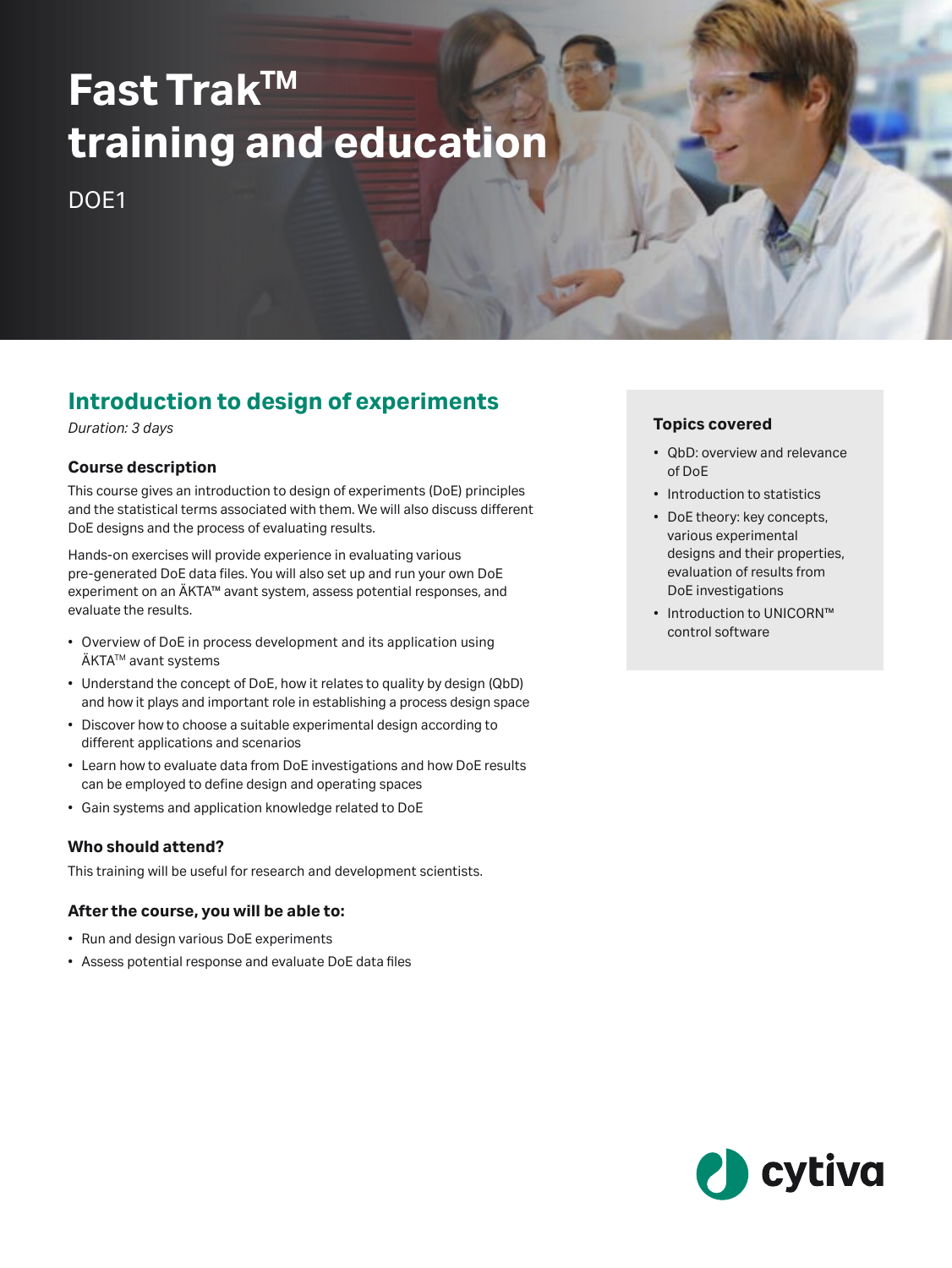# Fast Trak™ training and education

DOE1

## Introduction to design of experiments

*Duration: 3 days*

### Course description

This course gives an introduction to design of experiments (DoE) principles and the statistical terms associated with them. We will also discuss different DoE designs and the process of evaluating results.

Hands-on exercises will provide experience in evaluating various pre-generated DoE data files. You will also set up and run your own DoE experiment on an ÄKTA™ avant system, assess potential responses, and evaluate the results.

- Overview of DoE in process development and its application using ÄKTA™ avant systems
- Understand the concept of DoE, how it relates to quality by design (QbD) and how it plays and important role in establishing a process design space
- Discover how to choose a suitable experimental design according to different applications and scenarios
- Learn how to evaluate data from DoE investigations and how DoE results can be employed to define design and operating spaces
- Gain systems and application knowledge related to DoE

### Who should attend?

This training will be useful for research and development scientists.

### After the course, you will be able to:

- Run and design various DoE experiments
- Assess potential response and evaluate DoE data files

### Topics covered

- QbD: overview and relevance of DoE
- Introduction to statistics
- DoE theory: key concepts, various experimental designs and their properties, evaluation of results from DoE investigations
- Introduction to UNICORN™ control software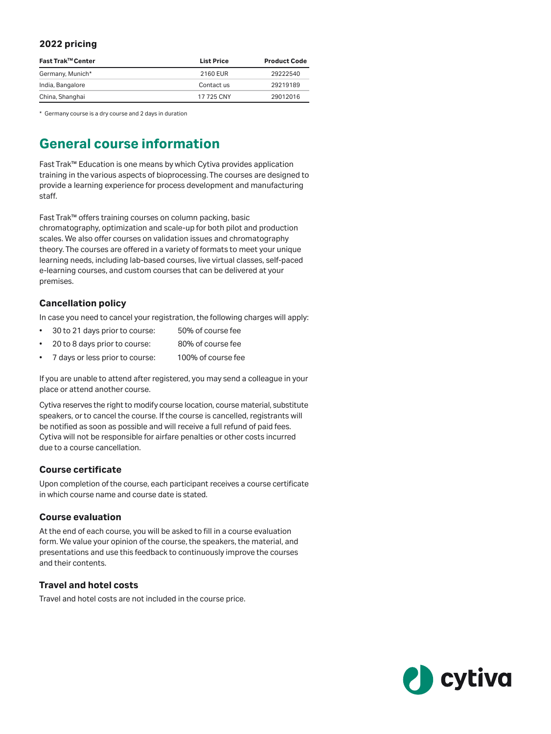### 2022 pricing

| Fast Trak™ Center | List Price | Product Code |
| --- | --- | --- |
| Germany, Munich* | 2160 EUR | 29222540 |
| India, Bangalore | Contact us | 29219189 |
| China, Shanghai | 17 725 CNY | 29012016 |

\* Germany course is a dry course and 2 days in duration

## General course information

Fast Trak™ Education is one means by which Cytiva provides application training in the various aspects of bioprocessing. The courses are designed to provide a learning experience for process development and manufacturing staff.

Fast Trak™ offers training courses on column packing, basic chromatography, optimization and scale-up for both pilot and production scales. We also offer courses on validation issues and chromatography theory. The courses are offered in a variety of formats to meet your unique learning needs, including lab-based courses, live virtual classes, self-paced e-learning courses, and custom courses that can be delivered at your premises.

### Cancellation policy

In case you need to cancel your registration, the following charges will apply:

- 30 to 21 days prior to course: 50% of course fee
- 20 to 8 days prior to course: 80% of course fee
- 7 days or less prior to course: 100% of course fee

If you are unable to attend after registered, you may send a colleague in your place or attend another course.

Cytiva reserves the right to modify course location, course material, substitute speakers, or to cancel the course. If the course is cancelled, registrants will be notified as soon as possible and will receive a full refund of paid fees. Cytiva will not be responsible for airfare penalties or other costs incurred due to a course cancellation.

### Course certificate

Upon completion of the course, each participant receives a course certificate in which course name and course date is stated.

### Course evaluation

At the end of each course, you will be asked to fill in a course evaluation form. We value your opinion of the course, the speakers, the material, and presentations and use this feedback to continuously improve the courses and their contents.

### Travel and hotel costs

Travel and hotel costs are not included in the course price.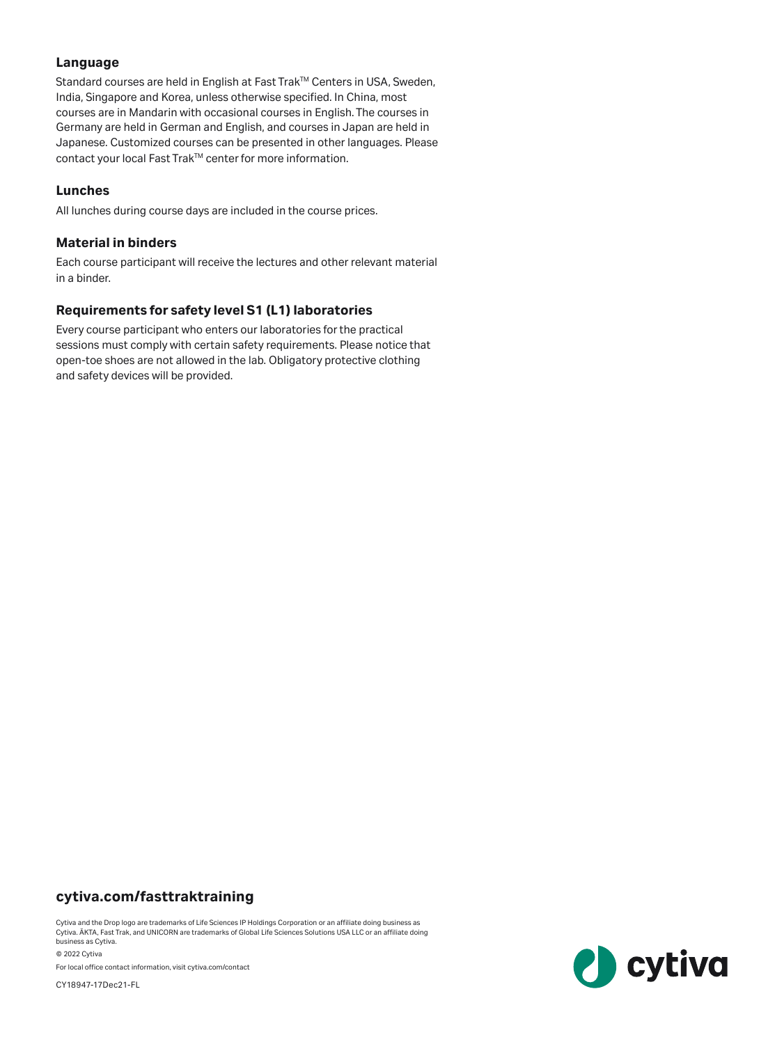### Language

Standard courses are held in English at Fast Trak™ Centers in USA, Sweden, India, Singapore and Korea, unless otherwise specified. In China, most courses are in Mandarin with occasional courses in English. The courses in Germany are held in German and English, and courses in Japan are held in Japanese. Customized courses can be presented in other languages. Please contact your local Fast Trak™ center for more information.

### Lunches

All lunches during course days are included in the course prices.

### Material in binders

Each course participant will receive the lectures and other relevant material in a binder.

### Requirements for safety level S1 (L1) laboratories

Every course participant who enters our laboratories for the practical sessions must comply with certain safety requirements. Please notice that open-toe shoes are not allowed in the lab. Obligatory protective clothing and safety devices will be provided.

**cytiva.com/fasttraktraining**

Cytiva and the Drop logo are trademarks of Life Sciences IP Holdings Corporation or an affiliate doing business as Cytiva. ÄKTA, Fast Trak, and UNICORN are trademarks of Global Life Sciences Solutions USA LLC or an affiliate doing business as Cytiva.

© 2022 Cytiva

For local office contact information, visit cytiva.com/contact

CY18947-17Dec21-FL